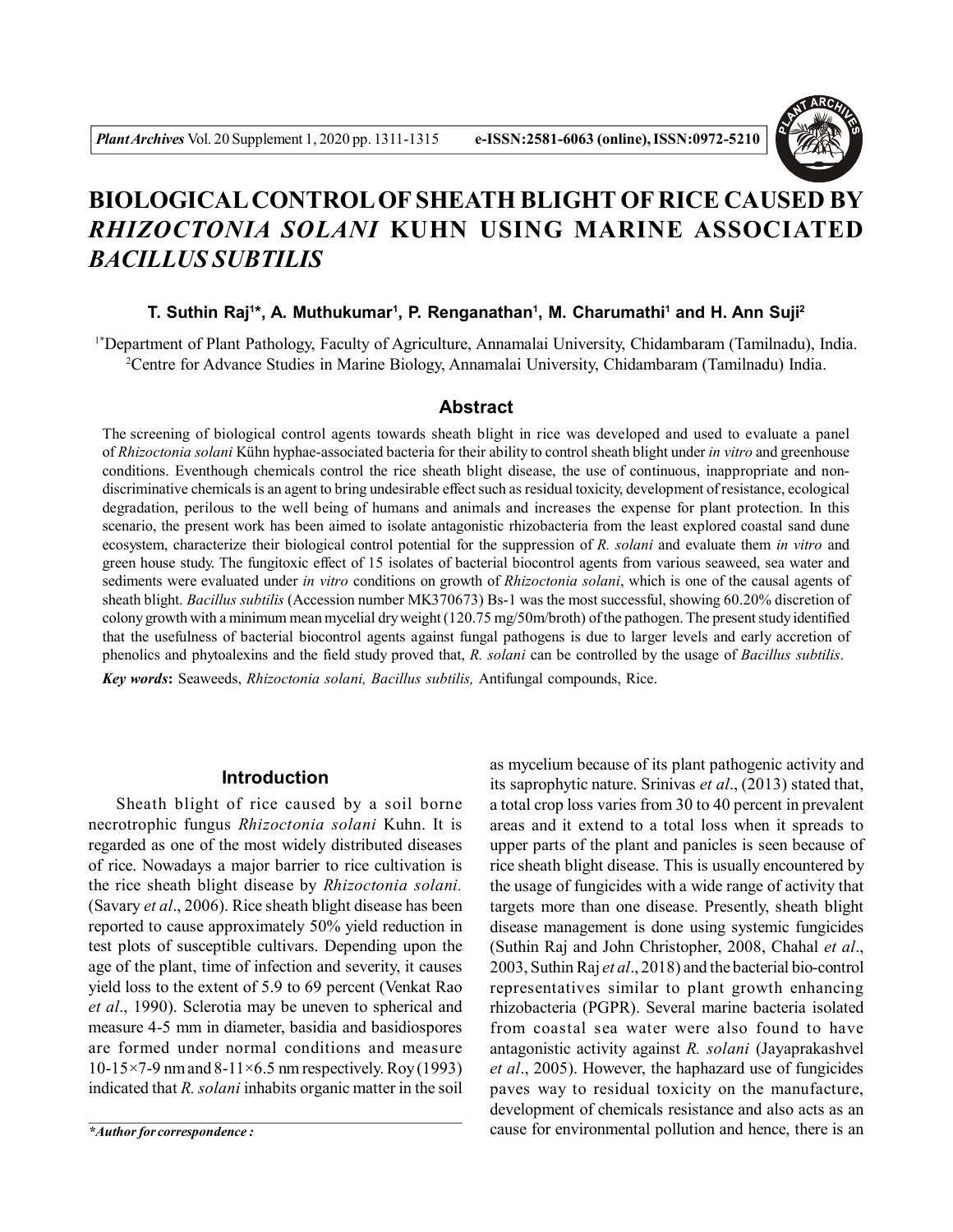# BIOLOGICAL CONTROL OF SHEATH BLIGHT OF RICE CAUSED BY *RHIZOCTONIA SOLANI* KUHN USING MARINE ASSOCIATED *BACILLUS SUBTILIS*

**T. Suthin Raj[1]*, A. Muthukumar[1], P. Renganathan[1], M. Charumathi[1] and H. Ann Suji[2]**

[1*]Department of Plant Pathology, Faculty of Agriculture, Annamalai University, Chidambaram (Tamilnadu), India.
[2]Centre for Advance Studies in Marine Biology, Annamalai University, Chidambaram (Tamilnadu) India.

## Abstract

The screening of biological control agents towards sheath blight in rice was developed and used to evaluate a panel of *Rhizoctonia solani* Kühn hyphae-associated bacteria for their ability to control sheath blight under *in vitro* and greenhouse conditions. Eventhough chemicals control the rice sheath blight disease, the use of continuous, inappropriate and non-discriminative chemicals is an agent to bring undesirable effect such as residual toxicity, development of resistance, ecological degradation, perilous to the well being of humans and animals and increases the expense for plant protection. In this scenario, the present work has been aimed to isolate antagonistic rhizobacteria from the least explored coastal sand dune ecosystem, characterize their biological control potential for the suppression of *R. solani* and evaluate them *in vitro* and green house study. The fungitoxic effect of 15 isolates of bacterial biocontrol agents from various seaweed, sea water and sediments were evaluated under *in vitro* conditions on growth of *Rhizoctonia solani*, which is one of the causal agents of sheath blight. *Bacillus subtilis* (Accession number MK370673) Bs-1 was the most successful, showing 60.20% discretion of colony growth with a minimum mean mycelial dry weight (120.75 mg/50m/broth) of the pathogen. The present study identified that the usefulness of bacterial biocontrol agents against fungal pathogens is due to larger levels and early accretion of phenolics and phytoalexins and the field study proved that, *R. solani* can be controlled by the usage of *Bacillus subtilis*.

***Key words*:** Seaweeds, *Rhizoctonia solani, Bacillus subtilis,* Antifungal compounds, Rice.

## Introduction

Sheath blight of rice caused by a soil borne necrotrophic fungus *Rhizoctonia solani* Kuhn. It is regarded as one of the most widely distributed diseases of rice. Nowadays a major barrier to rice cultivation is the rice sheath blight disease by *Rhizoctonia solani.* (Savary *et al*., 2006). Rice sheath blight disease has been reported to cause approximately 50% yield reduction in test plots of susceptible cultivars. Depending upon the age of the plant, time of infection and severity, it causes yield loss to the extent of 5.9 to 69 percent (Venkat Rao *et al*., 1990). Sclerotia may be uneven to spherical and measure 4-5 mm in diameter, basidia and basidiospores are formed under normal conditions and measure 10-15×7-9 nm and 8-11×6.5 nm respectively. Roy (1993) indicated that *R. solani* inhabits organic matter in the soil as mycelium because of its plant pathogenic activity and its saprophytic nature. Srinivas *et al*., (2013) stated that, a total crop loss varies from 30 to 40 percent in prevalent areas and it extend to a total loss when it spreads to upper parts of the plant and panicles is seen because of rice sheath blight disease. This is usually encountered by the usage of fungicides with a wide range of activity that targets more than one disease. Presently, sheath blight disease management is done using systemic fungicides (Suthin Raj and John Christopher, 2008, Chahal *et al*., 2003, Suthin Raj *et al*., 2018) and the bacterial bio-control representatives similar to plant growth enhancing rhizobacteria (PGPR). Several marine bacteria isolated from coastal sea water were also found to have antagonistic activity against *R. solani* (Jayaprakashvel *et al*., 2005). However, the haphazard use of fungicides paves way to residual toxicity on the manufacture, development of chemicals resistance and also acts as an cause for environmental pollution and hence, there is an

**\*Author for correspondence :*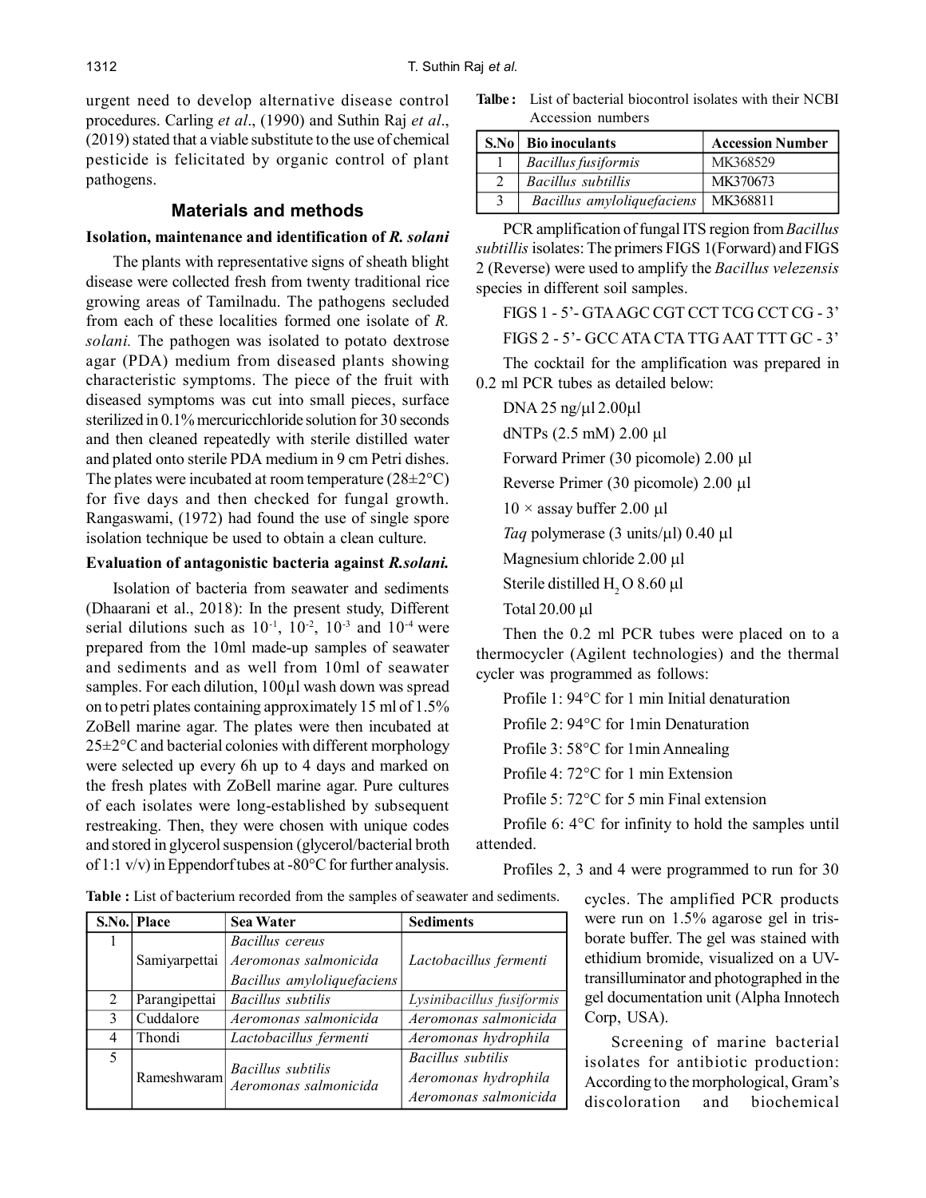urgent need to develop alternative disease control procedures. Carling *et al*., (1990) and Suthin Raj *et al*., (2019) stated that a viable substitute to the use of chemical pesticide is felicitated by organic control of plant pathogens.

## Materials and methods

### Isolation, maintenance and identification of *R. solani*

The plants with representative signs of sheath blight disease were collected fresh from twenty traditional rice growing areas of Tamilnadu. The pathogens secluded from each of these localities formed one isolate of *R. solani.* The pathogen was isolated to potato dextrose agar (PDA) medium from diseased plants showing characteristic symptoms. The piece of the fruit with diseased symptoms was cut into small pieces, surface sterilized in 0.1% mercuricchloride solution for 30 seconds and then cleaned repeatedly with sterile distilled water and plated onto sterile PDA medium in 9 cm Petri dishes. The plates were incubated at room temperature (28±2°C) for five days and then checked for fungal growth. Rangaswami, (1972) had found the use of single spore isolation technique be used to obtain a clean culture.

### Evaluation of antagonistic bacteria against *R.solani.*

Isolation of bacteria from seawater and sediments (Dhaarani et al., 2018): In the present study, Different serial dilutions such as $10^{-1}$, $10^{-2}$, $10^{-3}$ and $10^{-4}$ were prepared from the 10ml made-up samples of seawater and sediments and as well from 10ml of seawater samples. For each dilution, 100µl wash down was spread on to petri plates containing approximately 15 ml of 1.5% ZoBell marine agar. The plates were then incubated at 25±2°C and bacterial colonies with different morphology were selected up every 6h up to 4 days and marked on the fresh plates with ZoBell marine agar. Pure cultures of each isolates were long-established by subsequent restreaking. Then, they were chosen with unique codes and stored in glycerol suspension (glycerol/bacterial broth of 1:1 v/v) in Eppendorf tubes at -80°C for further analysis.

**Table :** List of bacterium recorded from the samples of seawater and sediments.

| S.No. | Place | Sea Water | Sediments |
|---|---|---|---|
| 1 | Samiyarpettai | *Bacillus cereus*<br>*Aeromonas salmonicida*<br>*Bacillus amyloliquefaciens* | *Lactobacillus fermenti* |
| 2 | Parangipettai | *Bacillus subtilis* | *Lysinibacillus fusiformis* |
| 3 | Cuddalore | *Aeromonas salmonicida* | *Aeromonas salmonicida* |
| 4 | Thondi | *Lactobacillus fermenti* | *Aeromonas hydrophila* |
| 5 | Rameshwaram | *Bacillus subtilis*<br>*Aeromonas salmonicida* | *Bacillus subtilis*<br>*Aeromonas hydrophila*<br>*Aeromonas salmonicida* |

**Talbe :** List of bacterial biocontrol isolates with their NCBI Accession numbers

| S.No | Bio inoculants | Accession Number |
|---|---|---|
| 1 | *Bacillus fusiformis* | MK368529 |
| 2 | *Bacillus subtillis* | MK370673 |
| 3 | *Bacillus amyloliquefaciens* | MK368811 |

PCR amplification of fungal ITS region from *Bacillus subtillis* isolates: The primers FIGS 1(Forward) and FIGS 2 (Reverse) were used to amplify the *Bacillus velezensis* species in different soil samples.

FIGS 1 - 5'- GTA AGC CGT CCT TCG CCT CG - 3'

FIGS 2 - 5'- GCC ATA CTA TTG AAT TTT GC - 3'

The cocktail for the amplification was prepared in 0.2 ml PCR tubes as detailed below:

DNA 25 ng/µl 2.00µl

dNTPs (2.5 mM) 2.00 µl

Forward Primer (30 picomole) 2.00 µl

Reverse Primer (30 picomole) 2.00 µl

10 × assay buffer 2.00 µl

*Taq* polymerase (3 units/µl) 0.40 µl

Magnesium chloride 2.00 µl

Sterile distilled $H_2O$ 8.60 µl

Total 20.00 µl

Then the 0.2 ml PCR tubes were placed on to a thermocycler (Agilent technologies) and the thermal cycler was programmed as follows:

Profile 1: 94°C for 1 min Initial denaturation

Profile 2: 94°C for 1min Denaturation

Profile 3: 58°C for 1min Annealing

Profile 4: 72°C for 1 min Extension

Profile 5: 72°C for 5 min Final extension

Profile 6: 4°C for infinity to hold the samples until attended.

Profiles 2, 3 and 4 were programmed to run for 30 cycles. The amplified PCR products were run on 1.5% agarose gel in tris-borate buffer. The gel was stained with ethidium bromide, visualized on a UV-transilluminator and photographed in the gel documentation unit (Alpha Innotech Corp, USA).

Screening of marine bacterial isolates for antibiotic production: According to the morphological, Gram's discoloration and biochemical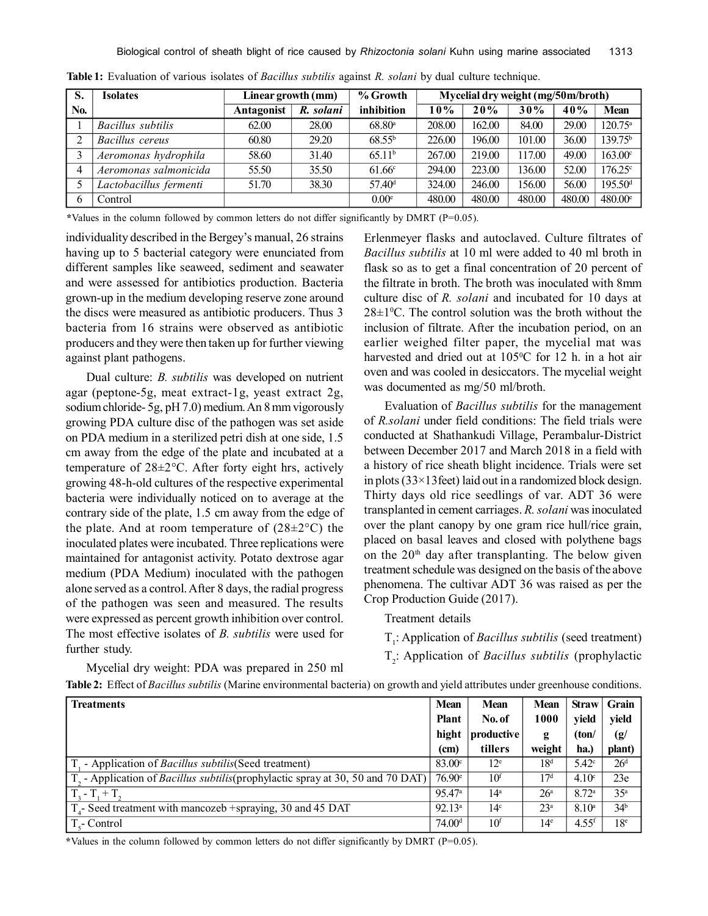**Table 1:** Evaluation of various isolates of *Bacillus subtilis* against *R. solani* by dual culture technique.

| S. No. | Isolates | Linear growth (mm) | | % Growth inhibition | Mycelial dry weight (mg/50m/broth) | | | | |
|---|---|---|---|---|---|---|---|---|---|
| | | Antagonist | *R. solani* | | 10% | 20% | 30% | 40% | Mean |
| 1 | *Bacillus subtilis* | 62.00 | 28.00 | 68.80[a] | 208.00 | 162.00 | 84.00 | 29.00 | 120.75[a] |
| 2 | *Bacillus cereus* | 60.80 | 29.20 | 68.55[b] | 226.00 | 196.00 | 101.00 | 36.00 | 139.75[b] |
| 3 | *Aeromonas hydrophila* | 58.60 | 31.40 | 65.11[b] | 267.00 | 219.00 | 117.00 | 49.00 | 163.00[c] |
| 4 | *Aeromonas salmonicida* | 55.50 | 35.50 | 61.66[c] | 294.00 | 223.00 | 136.00 | 52.00 | 176.25[c] |
| 5 | *Lactobacillus fermenti* | 51.70 | 38.30 | 57.40[d] | 324.00 | 246.00 | 156.00 | 56.00 | 195.50[d] |
| 6 | Control | | | 0.00[e] | 480.00 | 480.00 | 480.00 | 480.00 | 480.00[e] |

*Values in the column followed by common letters do not differ significantly by DMRT (P=0.05).

individuality described in the Bergey's manual, 26 strains having up to 5 bacterial category were enunciated from different samples like seaweed, sediment and seawater and were assessed for antibiotics production. Bacteria grown-up in the medium developing reserve zone around the discs were measured as antibiotic producers. Thus 3 bacteria from 16 strains were observed as antibiotic producers and they were then taken up for further viewing against plant pathogens.

Dual culture: *B. subtilis* was developed on nutrient agar (peptone-5g, meat extract-1g, yeast extract 2g, sodium chloride- 5g, pH 7.0) medium. An 8 mm vigorously growing PDA culture disc of the pathogen was set aside on PDA medium in a sterilized petri dish at one side, 1.5 cm away from the edge of the plate and incubated at a temperature of 28±2°C. After forty eight hrs, actively growing 48-h-old cultures of the respective experimental bacteria were individually noticed on to average at the contrary side of the plate, 1.5 cm away from the edge of the plate. And at room temperature of (28±2°C) the inoculated plates were incubated. Three replications were maintained for antagonist activity. Potato dextrose agar medium (PDA Medium) inoculated with the pathogen alone served as a control. After 8 days, the radial progress of the pathogen was seen and measured. The results were expressed as percent growth inhibition over control. The most effective isolates of *B. subtilis* were used for further study.

Mycelial dry weight: PDA was prepared in 250 ml Erlenmeyer flasks and autoclaved. Culture filtrates of *Bacillus subtilis* at 10 ml were added to 40 ml broth in flask so as to get a final concentration of 20 percent of the filtrate in broth. The broth was inoculated with 8mm culture disc of *R. solani* and incubated for 10 days at 28±1°C. The control solution was the broth without the inclusion of filtrate. After the incubation period, on an earlier weighed filter paper, the mycelial mat was harvested and dried out at 105°C for 12 h. in a hot air oven and was cooled in desiccators. The mycelial weight was documented as mg/50 ml/broth.

Evaluation of *Bacillus subtilis* for the management of *R.solani* under field conditions: The field trials were conducted at Shathankudi Village, Perambalur-District between December 2017 and March 2018 in a field with a history of rice sheath blight incidence. Trials were set in plots (33×13feet) laid out in a randomized block design. Thirty days old rice seedlings of var. ADT 36 were transplanted in cement carriages. *R. solani* was inoculated over the plant canopy by one gram rice hull/rice grain, placed on basal leaves and closed with polythene bags on the 20th day after transplanting. The below given treatment schedule was designed on the basis of the above phenomena. The cultivar ADT 36 was raised as per the Crop Production Guide (2017).

Treatment details

$T_1$: Application of *Bacillus subtilis* (seed treatment)

$T_2$: Application of *Bacillus subtilis* (prophylactic

**Table 2:** Effect of *Bacillus subtilis* (Marine environmental bacteria) on growth and yield attributes under greenhouse conditions.

| Treatments | Mean Plant hight (cm) | Mean No. of productive tillers | Mean 1000 g weight | Straw yield (ton/ ha.) | Grain yield (g/ plant) |
|---|---|---|---|---|---|
| $T_1$ - Application of *Bacillus subtilis*(Seed treatment) | 83.00[c] | 12[e] | 18[d] | 5.42[c] | 26[d] |
| $T_2$ - Application of *Bacillus subtilis*(prophylactic spray at 30, 50 and 70 DAT) | 76.90[e] | 10[f] | 17[d] | 4.10[e] | 23e |
| $T_3$ - $T_1$ + $T_2$ | 95.47[a] | 14[a] | 26[a] | 8.72[a] | 35[a] |
| $T_4$- Seed treatment with mancozeb +spraying, 30 and 45 DAT | 92.13[a] | 14[c] | 23[a] | 8.10[a] | 34[b] |
| $T_5$- Control | 74.00[d] | 10[f] | 14[e] | 4.55[f] | 18[e] |

*Values in the column followed by common letters do not differ significantly by DMRT (P=0.05).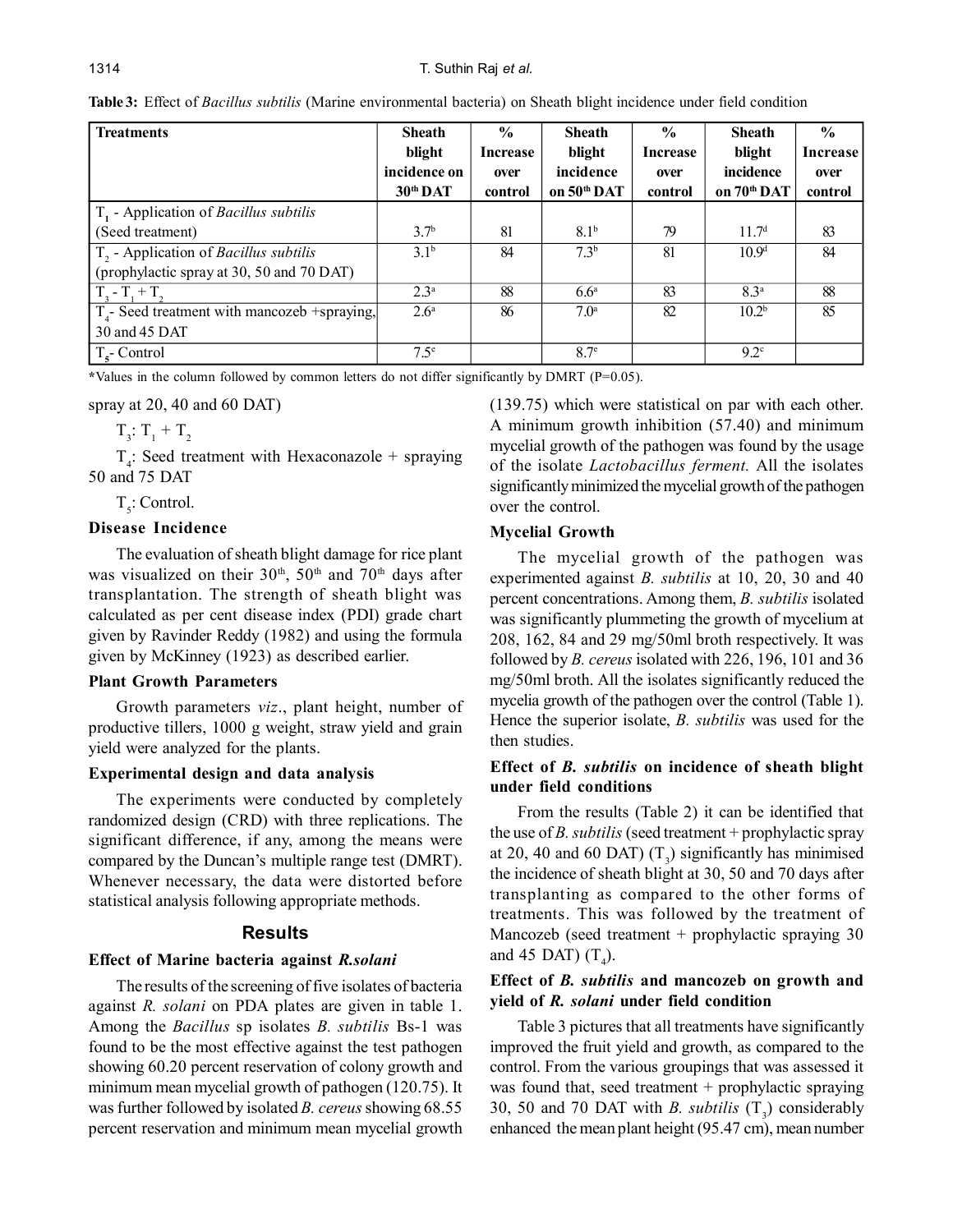**Table 3:** Effect of *Bacillus subtilis* (Marine environmental bacteria) on Sheath blight incidence under field condition

| Treatments | Sheath blight incidence on 30[th] DAT | % Increase over control | Sheath blight incidence on 50[th] DAT | % Increase over control | Sheath blight incidence on 70[th] DAT | % Increase over control |
|---|---|---|---|---|---|---|
| $T_1$ - Application of *Bacillus subtilis* (Seed treatment) | 3.7[b] | 81 | 8.1[b] | 79 | 11.7[d] | 83 |
| $T_2$ - Application of *Bacillus subtilis* (prophylactic spray at 30, 50 and 70 DAT) | 3.1[b] | 84 | 7.3[b] | 81 | 10.9[d] | 84 |
| $T_3$ - $T_1 + T_2$ | 2.3[a] | 88 | 6.6[a] | 83 | 8.3[a] | 88 |
| $T_4$- Seed treatment with mancozeb +spraying, 30 and 45 DAT | 2.6[a] | 86 | 7.0[a] | 82 | 10.2[b] | 85 |
| $T_5$- Control | 7.5[c] | | 8.7[c] | | 9.2[c] | |

*Values in the column followed by common letters do not differ significantly by DMRT (P=0.05).

spray at 20, 40 and 60 DAT)

$T_3$: $T_1 + T_2$

$T_4$: Seed treatment with Hexaconazole + spraying 50 and 75 DAT

$T_5$: Control.

### Disease Incidence

The evaluation of sheath blight damage for rice plant was visualized on their 30[th], 50[th] and 70[th] days after transplantation. The strength of sheath blight was calculated as per cent disease index (PDI) grade chart given by Ravinder Reddy (1982) and using the formula given by McKinney (1923) as described earlier.

### Plant Growth Parameters

Growth parameters *viz*., plant height, number of productive tillers, 1000 g weight, straw yield and grain yield were analyzed for the plants.

### Experimental design and data analysis

The experiments were conducted by completely randomized design (CRD) with three replications. The significant difference, if any, among the means were compared by the Duncan's multiple range test (DMRT). Whenever necessary, the data were distorted before statistical analysis following appropriate methods.

## Results

### Effect of Marine bacteria against *R.solani*

The results of the screening of five isolates of bacteria against *R. solani* on PDA plates are given in table 1. Among the *Bacillus* sp isolates *B. subtilis* Bs-1 was found to be the most effective against the test pathogen showing 60.20 percent reservation of colony growth and minimum mean mycelial growth of pathogen (120.75). It was further followed by isolated *B. cereus* showing 68.55 percent reservation and minimum mean mycelial growth (139.75) which were statistical on par with each other. A minimum growth inhibition (57.40) and minimum mycelial growth of the pathogen was found by the usage of the isolate *Lactobacillus ferment.* All the isolates significantly minimized the mycelial growth of the pathogen over the control.

### Mycelial Growth

The mycelial growth of the pathogen was experimented against *B. subtilis* at 10, 20, 30 and 40 percent concentrations. Among them, *B. subtilis* isolated was significantly plummeting the growth of mycelium at 208, 162, 84 and 29 mg/50ml broth respectively. It was followed by *B. cereus* isolated with 226, 196, 101 and 36 mg/50ml broth. All the isolates significantly reduced the mycelia growth of the pathogen over the control (Table 1). Hence the superior isolate, *B. subtilis* was used for the then studies.

### Effect of *B. subtilis* on incidence of sheath blight under field conditions

From the results (Table 2) it can be identified that the use of *B. subtilis* (seed treatment + prophylactic spray at 20, 40 and 60 DAT) ($T_3$) significantly has minimised the incidence of sheath blight at 30, 50 and 70 days after transplanting as compared to the other forms of treatments. This was followed by the treatment of Mancozeb (seed treatment + prophylactic spraying 30 and 45 DAT) ($T_4$).

### Effect of *B. subtilis* and mancozeb on growth and yield of *R. solani* under field condition

Table 3 pictures that all treatments have significantly improved the fruit yield and growth, as compared to the control. From the various groupings that was assessed it was found that, seed treatment + prophylactic spraying 30, 50 and 70 DAT with *B. subtilis* ($T_3$) considerably enhanced the mean plant height (95.47 cm), mean number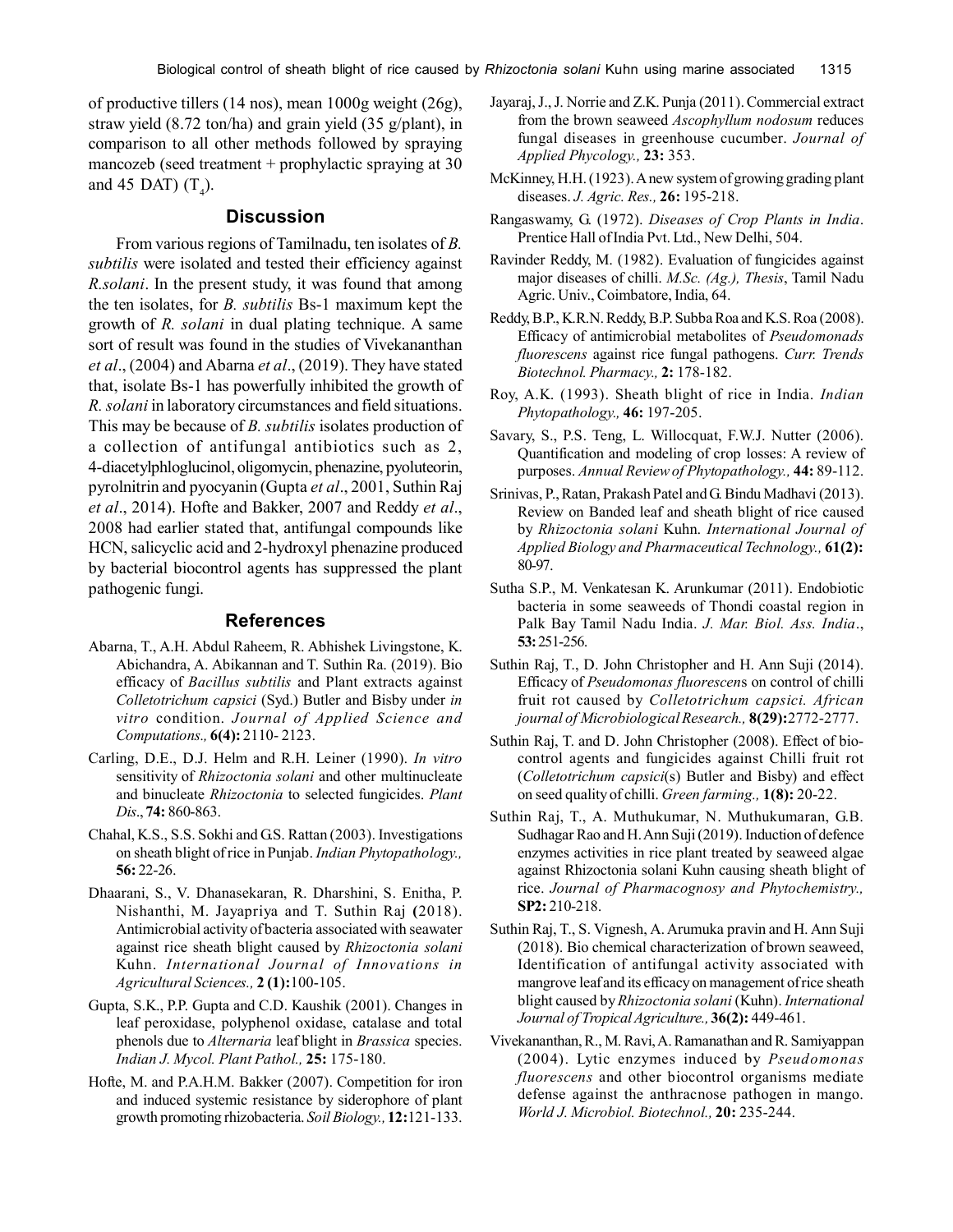of productive tillers (14 nos), mean 1000g weight (26g), straw yield (8.72 ton/ha) and grain yield (35 g/plant), in comparison to all other methods followed by spraying mancozeb (seed treatment + prophylactic spraying at 30 and 45 DAT) ($T_4$).

## Discussion

From various regions of Tamilnadu, ten isolates of *B. subtilis* were isolated and tested their efficiency against *R.solani*. In the present study, it was found that among the ten isolates, for *B. subtilis* Bs-1 maximum kept the growth of *R. solani* in dual plating technique. A same sort of result was found in the studies of Vivekananthan *et al*., (2004) and Abarna *et al*., (2019). They have stated that, isolate Bs-1 has powerfully inhibited the growth of *R. solani* in laboratory circumstances and field situations. This may be because of *B. subtilis* isolates production of a collection of antifungal antibiotics such as 2, 4-diacetylphloglucinol, oligomycin, phenazine, pyoluteorin, pyrolnitrin and pyocyanin (Gupta *et al*., 2001, Suthin Raj *et al*., 2014). Hofte and Bakker, 2007 and Reddy *et al*., 2008 had earlier stated that, antifungal compounds like HCN, salicyclic acid and 2-hydroxyl phenazine produced by bacterial biocontrol agents has suppressed the plant pathogenic fungi.

## References

Abarna, T., A.H. Abdul Raheem, R. Abhishek Livingstone, K. Abichandra, A. Abikannan and T. Suthin Ra. (2019). Bio efficacy of *Bacillus subtilis* and Plant extracts against *Colletotrichum capsici* (Syd.) Butler and Bisby under *in vitro* condition. *Journal of Applied Science and Computations.,* **6(4):** 2110- 2123.

Carling, D.E., D.J. Helm and R.H. Leiner (1990). *In vitro* sensitivity of *Rhizoctonia solani* and other multinucleate and binucleate *Rhizoctonia* to selected fungicides. *Plant Dis*., **74:** 860-863.

Chahal, K.S., S.S. Sokhi and G.S. Rattan (2003). Investigations on sheath blight of rice in Punjab. *Indian Phytopathology.,* **56:** 22-26.

Dhaarani, S., V. Dhanasekaran, R. Dharshini, S. Enitha, P. Nishanthi, M. Jayapriya and T. Suthin Raj (2018). Antimicrobial activity of bacteria associated with seawater against rice sheath blight caused by *Rhizoctonia solani* Kuhn. *International Journal of Innovations in Agricultural Sciences.,* **2 (1):** 100-105.

Gupta, S.K., P.P. Gupta and C.D. Kaushik (2001). Changes in leaf peroxidase, polyphenol oxidase, catalase and total phenols due to *Alternaria* leaf blight in *Brassica* species. *Indian J. Mycol. Plant Pathol.,* **25:** 175-180.

Hofte, M. and P.A.H.M. Bakker (2007). Competition for iron and induced systemic resistance by siderophore of plant growth promoting rhizobacteria. *Soil Biology.,* **12:** 121-133.

Jayaraj, J., J. Norrie and Z.K. Punja (2011). Commercial extract from the brown seaweed *Ascophyllum nodosum* reduces fungal diseases in greenhouse cucumber. *Journal of Applied Phycology.,* **23:** 353.

McKinney, H.H. (1923). A new system of growing grading plant diseases. *J. Agric. Res.,* **26:** 195-218.

Rangaswamy, G. (1972). *Diseases of Crop Plants in India*. Prentice Hall of India Pvt. Ltd., New Delhi, 504.

Ravinder Reddy, M. (1982). Evaluation of fungicides against major diseases of chilli. *M.Sc. (Ag.), Thesis*, Tamil Nadu Agric. Univ., Coimbatore, India, 64.

Reddy, B.P., K.R.N. Reddy, B.P. Subba Roa and K.S. Roa (2008). Efficacy of antimicrobial metabolites of *Pseudomonads fluorescens* against rice fungal pathogens. *Curr. Trends Biotechnol. Pharmacy.,* **2:** 178-182.

Roy, A.K. (1993). Sheath blight of rice in India. *Indian Phytopathology.,* **46:** 197-205.

Savary, S., P.S. Teng, L. Willocquat, F.W.J. Nutter (2006). Quantification and modeling of crop losses: A review of purposes. *Annual Review of Phytopathology.,* **44:** 89-112.

Srinivas, P., Ratan, Prakash Patel and G. Bindu Madhavi (2013). Review on Banded leaf and sheath blight of rice caused by *Rhizoctonia solani* Kuhn. *International Journal of Applied Biology and Pharmaceutical Technology.,* **61(2):** 80-97.

Sutha S.P., M. Venkatesan K. Arunkumar (2011). Endobiotic bacteria in some seaweeds of Thondi coastal region in Palk Bay Tamil Nadu India. *J. Mar. Biol. Ass. India*., **53:** 251-256.

Suthin Raj, T., D. John Christopher and H. Ann Suji (2014). Efficacy of *Pseudomonas fluorescen*s on control of chilli fruit rot caused by *Colletotrichum capsici. African journal of Microbiological Research.,* **8(29):** 2772-2777.

Suthin Raj, T. and D. John Christopher (2008). Effect of bio-control agents and fungicides against Chilli fruit rot (*Colletotrichum capsici*(s) Butler and Bisby) and effect on seed quality of chilli. *Green farming.,* **1(8):** 20-22.

Suthin Raj, T., A. Muthukumar, N. Muthukumaran, G.B. Sudhagar Rao and H. Ann Suji (2019). Induction of defence enzymes activities in rice plant treated by seaweed algae against Rhizoctonia solani Kuhn causing sheath blight of rice. *Journal of Pharmacognosy and Phytochemistry.,* **SP2:** 210-218.

Suthin Raj, T., S. Vignesh, A. Arumuka pravin and H. Ann Suji (2018). Bio chemical characterization of brown seaweed, Identification of antifungal activity associated with mangrove leaf and its efficacy on management of rice sheath blight caused by *Rhizoctonia solani* (Kuhn). *International Journal of Tropical Agriculture.,* **36(2):** 449-461.

Vivekananthan, R., M. Ravi, A. Ramanathan and R. Samiyappan (2004). Lytic enzymes induced by *Pseudomonas fluorescens* and other biocontrol organisms mediate defense against the anthracnose pathogen in mango. *World J. Microbiol. Biotechnol.,* **20:** 235-244.